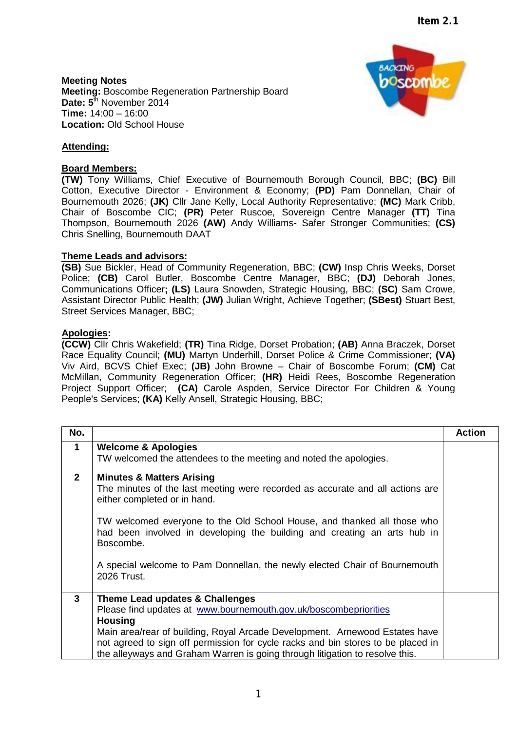Item 2.1

**Meeting Notes**
**Meeting:** Boscombe Regeneration Partnership Board
**Date:** 5th November 2014
**Time:** 14:00 – 16:00
**Location:** Old School House

**Attending:**

**Board Members:**
**(TW)** Tony Williams, Chief Executive of Bournemouth Borough Council, BBC; **(BC)** Bill Cotton, Executive Director - Environment & Economy; **(PD)** Pam Donnellan, Chair of Bournemouth 2026; **(JK)** Cllr Jane Kelly, Local Authority Representative; **(MC)** Mark Cribb, Chair of Boscombe CIC; **(PR)** Peter Ruscoe, Sovereign Centre Manager **(TT)** Tina Thompson, Bournemouth 2026 **(AW)** Andy Williams- Safer Stronger Communities; **(CS)** Chris Snelling, Bournemouth DAAT

**Theme Leads and advisors:**
**(SB)** Sue Bickler, Head of Community Regeneration, BBC; **(CW)** Insp Chris Weeks, Dorset Police; **(CB)** Carol Butler, Boscombe Centre Manager, BBC; **(DJ)** Deborah Jones, Communications Officer**; (LS)** Laura Snowden, Strategic Housing, BBC; **(SC)** Sam Crowe, Assistant Director Public Health; **(JW)** Julian Wright, Achieve Together; **(SBest)** Stuart Best, Street Services Manager, BBC;

**Apologies:**
**(CCW)** Cllr Chris Wakefield; **(TR)** Tina Ridge, Dorset Probation; **(AB)** Anna Braczek, Dorset Race Equality Council; **(MU)** Martyn Underhill, Dorset Police & Crime Commissioner; **(VA)** Viv Aird, BCVS Chief Exec; **(JB)** John Browne – Chair of Boscombe Forum; **(CM)** Cat McMillan, Community Regeneration Officer; **(HR)** Heidi Rees, Boscombe Regeneration Project Support Officer; **(CA)** Carole Aspden, Service Director For Children & Young People's Services; **(KA)** Kelly Ansell, Strategic Housing, BBC;

| No. | | Action |
|---|---|---|
| **1** | **Welcome & Apologies**<br>TW welcomed the attendees to the meeting and noted the apologies. | |
| **2** | **Minutes & Matters Arising**<br>The minutes of the last meeting were recorded as accurate and all actions are either completed or in hand.<br><br>TW welcomed everyone to the Old School House, and thanked all those who had been involved in developing the building and creating an arts hub in Boscombe.<br><br>A special welcome to Pam Donnellan, the newly elected Chair of Bournemouth 2026 Trust. | |
| **3** | **Theme Lead updates & Challenges**<br>Please find updates at www.bournemouth.gov.uk/boscombepriorities<br>**Housing**<br>Main area/rear of building, Royal Arcade Development. Arnewood Estates have not agreed to sign off permission for cycle racks and bin stores to be placed in the alleyways and Graham Warren is going through litigation to resolve this. | |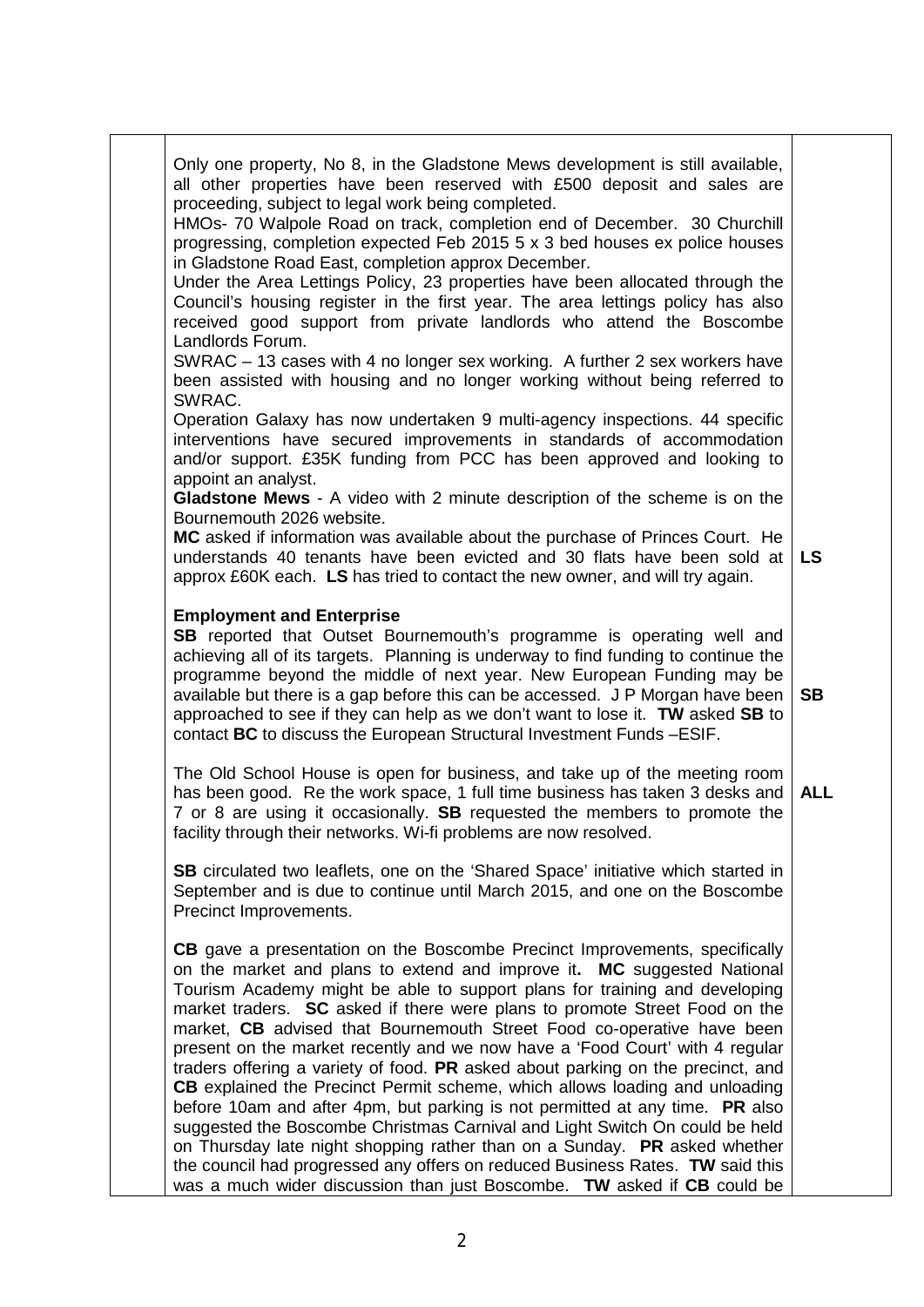| | | |
|---|---|---|
| | Only one property, No 8, in the Gladstone Mews development is still available, all other properties have been reserved with £500 deposit and sales are proceeding, subject to legal work being completed.<br>HMOs- 70 Walpole Road on track, completion end of December. 30 Churchill progressing, completion expected Feb 2015 5 x 3 bed houses ex police houses in Gladstone Road East, completion approx December.<br>Under the Area Lettings Policy, 23 properties have been allocated through the Council's housing register in the first year. The area lettings policy has also received good support from private landlords who attend the Boscombe Landlords Forum.<br>SWRAC – 13 cases with 4 no longer sex working. A further 2 sex workers have been assisted with housing and no longer working without being referred to SWRAC.<br>Operation Galaxy has now undertaken 9 multi-agency inspections. 44 specific interventions have secured improvements in standards of accommodation and/or support. £35K funding from PCC has been approved and looking to appoint an analyst.<br>**Gladstone Mews** - A video with 2 minute description of the scheme is on the Bournemouth 2026 website.<br>**MC** asked if information was available about the purchase of Princes Court. He understands 40 tenants have been evicted and 30 flats have been sold at approx £60K each. **LS** has tried to contact the new owner, and will try again. | **LS** |
| | **Employment and Enterprise**<br>**SB** reported that Outset Bournemouth's programme is operating well and achieving all of its targets. Planning is underway to find funding to continue the programme beyond the middle of next year. New European Funding may be available but there is a gap before this can be accessed. J P Morgan have been approached to see if they can help as we don't want to lose it. **TW** asked **SB** to contact **BC** to discuss the European Structural Investment Funds –ESIF. | **SB** |
| | The Old School House is open for business, and take up of the meeting room has been good. Re the work space, 1 full time business has taken 3 desks and 7 or 8 are using it occasionally. **SB** requested the members to promote the facility through their networks. Wi-fi problems are now resolved. | **ALL** |
| | **SB** circulated two leaflets, one on the 'Shared Space' initiative which started in September and is due to continue until March 2015, and one on the Boscombe Precinct Improvements. | |
| | **CB** gave a presentation on the Boscombe Precinct Improvements, specifically on the market and plans to extend and improve it**. MC** suggested National Tourism Academy might be able to support plans for training and developing market traders. **SC** asked if there were plans to promote Street Food on the market, **CB** advised that Bournemouth Street Food co-operative have been present on the market recently and we now have a 'Food Court' with 4 regular traders offering a variety of food. **PR** asked about parking on the precinct, and **CB** explained the Precinct Permit scheme, which allows loading and unloading before 10am and after 4pm, but parking is not permitted at any time. **PR** also suggested the Boscombe Christmas Carnival and Light Switch On could be held on Thursday late night shopping rather than on a Sunday. **PR** asked whether the council had progressed any offers on reduced Business Rates. **TW** said this was a much wider discussion than just Boscombe. **TW** asked if **CB** could be | |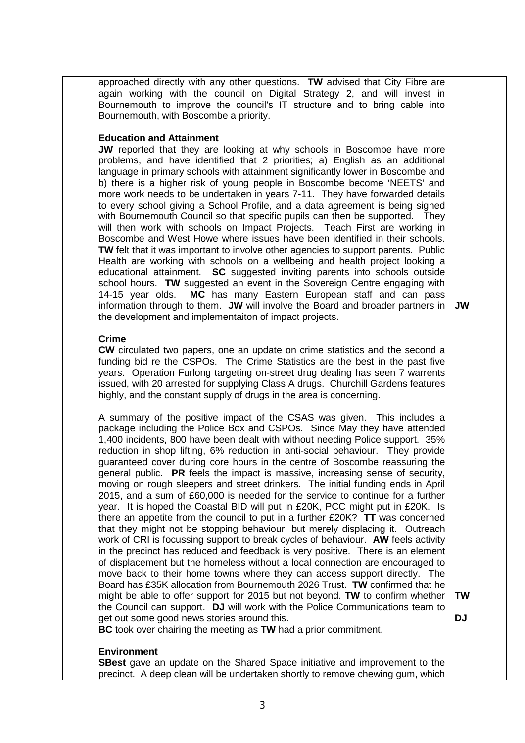| | | |
|---|---|---|
| | approached directly with any other questions. **TW** advised that City Fibre are again working with the council on Digital Strategy 2, and will invest in Bournemouth to improve the council's IT structure and to bring cable into Bournemouth, with Boscombe a priority.<br><br>**Education and Attainment**<br>**JW** reported that they are looking at why schools in Boscombe have more problems, and have identified that 2 priorities; a) English as an additional language in primary schools with attainment significantly lower in Boscombe and b) there is a higher risk of young people in Boscombe become 'NEETS' and more work needs to be undertaken in years 7-11. They have forwarded details to every school giving a School Profile, and a data agreement is being signed with Bournemouth Council so that specific pupils can then be supported. They will then work with schools on Impact Projects. Teach First are working in Boscombe and West Howe where issues have been identified in their schools. **TW** felt that it was important to involve other agencies to support parents. Public Health are working with schools on a wellbeing and health project looking a educational attainment. **SC** suggested inviting parents into schools outside school hours. **TW** suggested an event in the Sovereign Centre engaging with 14-15 year olds. **MC** has many Eastern European staff and can pass information through to them. **JW** will involve the Board and broader partners in the development and implementaiton of impact projects. | **JW** |
| | **Crime**<br>**CW** circulated two papers, one an update on crime statistics and the second a funding bid re the CSPOs. The Crime Statistics are the best in the past five years. Operation Furlong targeting on-street drug dealing has seen 7 warrents issued, with 20 arrested for supplying Class A drugs. Churchill Gardens features highly, and the constant supply of drugs in the area is concerning.<br><br>A summary of the positive impact of the CSAS was given. This includes a package including the Police Box and CSPOs. Since May they have attended 1,400 incidents, 800 have been dealt with without needing Police support. 35% reduction in shop lifting, 6% reduction in anti-social behaviour. They provide guaranteed cover during core hours in the centre of Boscombe reassuring the general public. **PR** feels the impact is massive, increasing sense of security, moving on rough sleepers and street drinkers. The initial funding ends in April 2015, and a sum of £60,000 is needed for the service to continue for a further year. It is hoped the Coastal BID will put in £20K, PCC might put in £20K. Is there an appetite from the council to put in a further £20K? **TT** was concerned that they might not be stopping behaviour, but merely displacing it. Outreach work of CRI is focussing support to break cycles of behaviour. **AW** feels activity in the precinct has reduced and feedback is very positive. There is an element of displacement but the homeless without a local connection are encouraged to move back to their home towns where they can access support directly. The Board has £35K allocation from Bournemouth 2026 Trust. **TW** confirmed that he might be able to offer support for 2015 but not beyond. **TW** to confirm whether the Council can support. **DJ** will work with the Police Communications team to get out some good news stories around this.<br>**BC** took over chairing the meeting as **TW** had a prior commitment. | **TW**<br><br>**DJ** |
| | **Environment**<br>**SBest** gave an update on the Shared Space initiative and improvement to the precinct. A deep clean will be undertaken shortly to remove chewing gum, which | |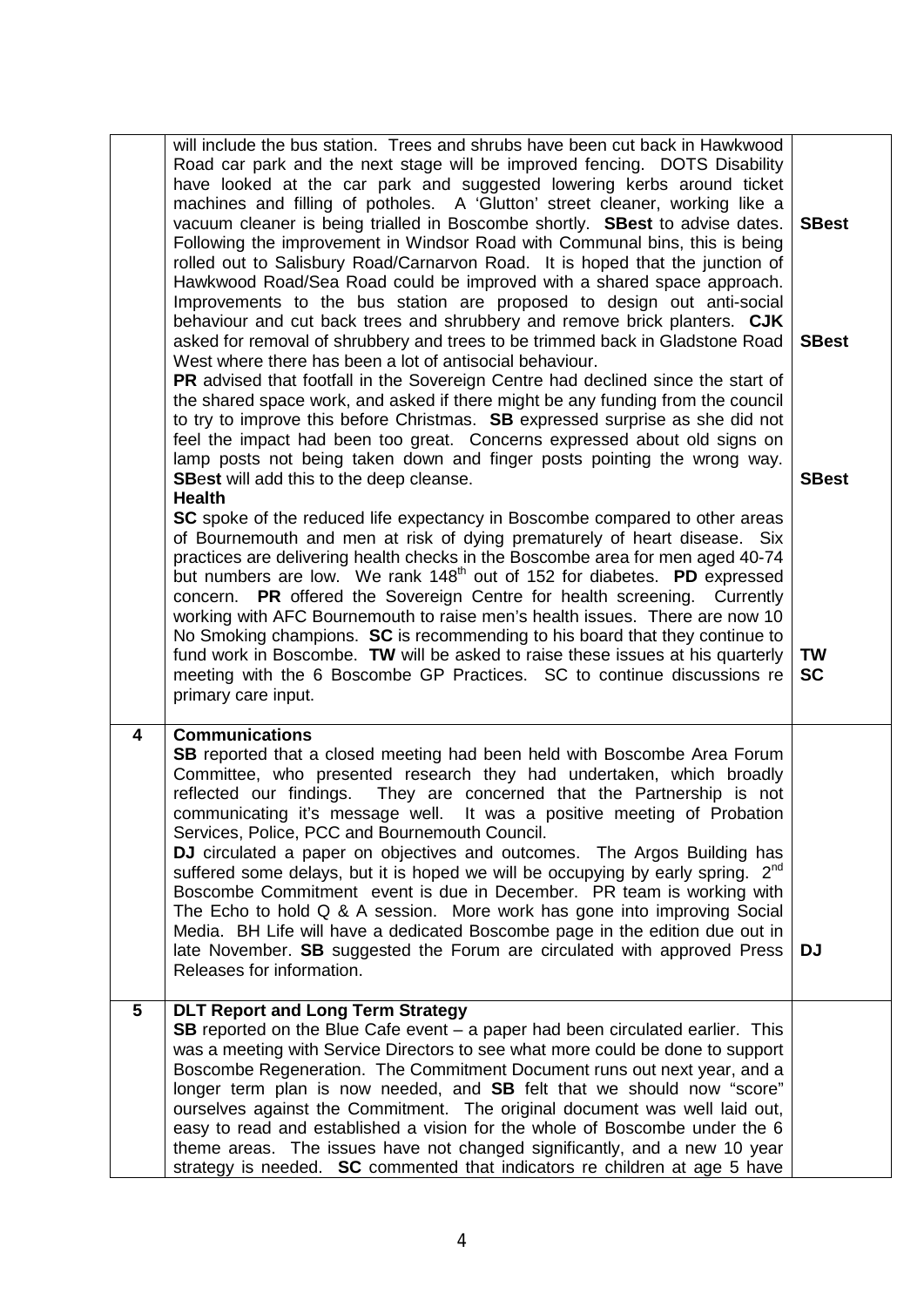| | | |
|---|---|---|
| | will include the bus station. Trees and shrubs have been cut back in Hawkwood Road car park and the next stage will be improved fencing. DOTS Disability have looked at the car park and suggested lowering kerbs around ticket machines and filling of potholes. A 'Glutton' street cleaner, working like a vacuum cleaner is being trialled in Boscombe shortly. **SBest** to advise dates. Following the improvement in Windsor Road with Communal bins, this is being rolled out to Salisbury Road/Carnarvon Road. It is hoped that the junction of Hawkwood Road/Sea Road could be improved with a shared space approach. Improvements to the bus station are proposed to design out anti-social behaviour and cut back trees and shrubbery and remove brick planters. **CJK** asked for removal of shrubbery and trees to be trimmed back in Gladstone Road West where there has been a lot of antisocial behaviour.<br>**PR** advised that footfall in the Sovereign Centre had declined since the start of the shared space work, and asked if there might be any funding from the council to try to improve this before Christmas. **SB** expressed surprise as she did not feel the impact had been too great. Concerns expressed about old signs on lamp posts not being taken down and finger posts pointing the wrong way. **SBest** will add this to the deep cleanse.<br>**Health**<br>**SC** spoke of the reduced life expectancy in Boscombe compared to other areas of Bournemouth and men at risk of dying prematurely of heart disease. Six practices are delivering health checks in the Boscombe area for men aged 40-74 but numbers are low. We rank 148th out of 152 for diabetes. **PD** expressed concern. **PR** offered the Sovereign Centre for health screening. Currently working with AFC Bournemouth to raise men's health issues. There are now 10 No Smoking champions. **SC** is recommending to his board that they continue to fund work in Boscombe. **TW** will be asked to raise these issues at his quarterly meeting with the 6 Boscombe GP Practices. SC to continue discussions re primary care input. | **SBest**<br><br>**SBest**<br><br>**SBest**<br><br>**TW**<br>**SC** |
| **4** | **Communications**<br>**SB** reported that a closed meeting had been held with Boscombe Area Forum Committee, who presented research they had undertaken, which broadly reflected our findings. They are concerned that the Partnership is not communicating it's message well. It was a positive meeting of Probation Services, Police, PCC and Bournemouth Council.<br>**DJ** circulated a paper on objectives and outcomes. The Argos Building has suffered some delays, but it is hoped we will be occupying by early spring. 2nd Boscombe Commitment event is due in December. PR team is working with The Echo to hold Q & A session. More work has gone into improving Social Media. BH Life will have a dedicated Boscombe page in the edition due out in late November. **SB** suggested the Forum are circulated with approved Press Releases for information. | **DJ** |
| **5** | **DLT Report and Long Term Strategy**<br>**SB** reported on the Blue Cafe event – a paper had been circulated earlier. This was a meeting with Service Directors to see what more could be done to support Boscombe Regeneration. The Commitment Document runs out next year, and a longer term plan is now needed, and **SB** felt that we should now "score" ourselves against the Commitment. The original document was well laid out, easy to read and established a vision for the whole of Boscombe under the 6 theme areas. The issues have not changed significantly, and a new 10 year strategy is needed. **SC** commented that indicators re children at age 5 have | |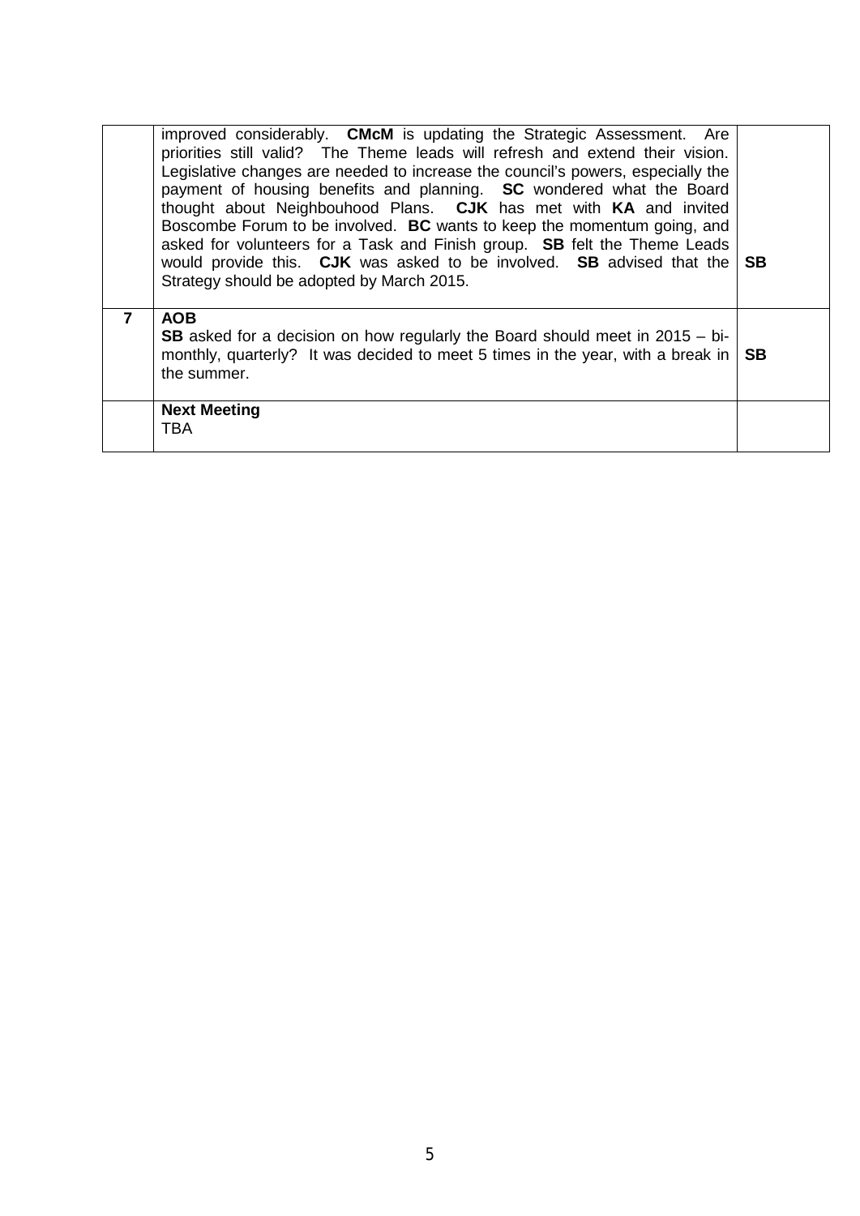| | | |
|---|---|---|
| | improved considerably. **CMcM** is updating the Strategic Assessment. Are priorities still valid? The Theme leads will refresh and extend their vision. Legislative changes are needed to increase the council's powers, especially the payment of housing benefits and planning. **SC** wondered what the Board thought about Neighbouhood Plans. **CJK** has met with **KA** and invited Boscombe Forum to be involved. **BC** wants to keep the momentum going, and asked for volunteers for a Task and Finish group. **SB** felt the Theme Leads would provide this. **CJK** was asked to be involved. **SB** advised that the Strategy should be adopted by March 2015. | **SB** |
| **7** | **AOB**<br>**SB** asked for a decision on how regularly the Board should meet in 2015 – bi-monthly, quarterly? It was decided to meet 5 times in the year, with a break in the summer. | **SB** |
| | **Next Meeting**<br>TBA | |